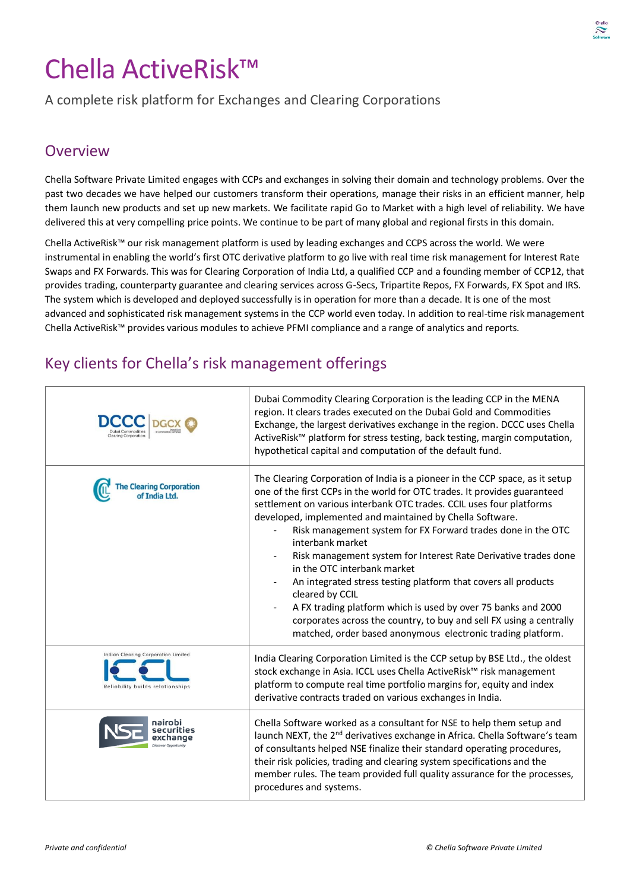# Chella ActiveRisk™

A complete risk platform for Exchanges and Clearing Corporations

## Overview

Chella Software Private Limited engages with CCPs and exchanges in solving their domain and technology problems. Over the past two decades we have helped our customers transform their operations, manage their risks in an efficient manner, help them launch new products and set up new markets. We facilitate rapid Go to Market with a high level of reliability. We have delivered this at very compelling price points. We continue to be part of many global and regional firsts in this domain.

Chella ActiveRisk™ our risk management platform is used by leading exchanges and CCPS across the world. We were instrumental in enabling the world's first OTC derivative platform to go live with real time risk management for Interest Rate Swaps and FX Forwards. This was for Clearing Corporation of India Ltd, a qualified CCP and a founding member of CCP12, that provides trading, counterparty guarantee and clearing services across G-Secs, Tripartite Repos, FX Forwards, FX Spot and IRS. The system which is developed and deployed successfully is in operation for more than a decade. It is one of the most advanced and sophisticated risk management systems in the CCP world even today. In addition to real-time risk management Chella ActiveRisk™ provides various modules to achieve PFMI compliance and a range of analytics and reports.

## Key clients for Chella's risk management offerings

| Client | Description |
|---|---|
| DCCC Dubai Commodities Clearing Corporation / DGCX | Dubai Commodity Clearing Corporation is the leading CCP in the MENA region. It clears trades executed on the Dubai Gold and Commodities Exchange, the largest derivatives exchange in the region. DCCC uses Chella ActiveRisk™ platform for stress testing, back testing, margin computation, hypothetical capital and computation of the default fund. |
| The Clearing Corporation of India Ltd. | The Clearing Corporation of India is a pioneer in the CCP space, as it setup one of the first CCPs in the world for OTC trades. It provides guaranteed settlement on various interbank OTC trades. CCIL uses four platforms developed, implemented and maintained by Chella Software.<br>- Risk management system for FX Forward trades done in the OTC interbank market<br>- Risk management system for Interest Rate Derivative trades done in the OTC interbank market<br>- An integrated stress testing platform that covers all products cleared by CCIL<br>- A FX trading platform which is used by over 75 banks and 2000 corporates across the country, to buy and sell FX using a centrally matched, order based anonymous electronic trading platform. |
| Indian Clearing Corporation Limited ICCL Reliability builds relationships | India Clearing Corporation Limited is the CCP setup by BSE Ltd., the oldest stock exchange in Asia. ICCL uses Chella ActiveRisk™ risk management platform to compute real time portfolio margins for, equity and index derivative contracts traded on various exchanges in India. |
| NSE nairobi securities exchange Discover Opportunity | Chella Software worked as a consultant for NSE to help them setup and launch NEXT, the 2nd derivatives exchange in Africa. Chella Software's team of consultants helped NSE finalize their standard operating procedures, their risk policies, trading and clearing system specifications and the member rules. The team provided full quality assurance for the processes, procedures and systems. |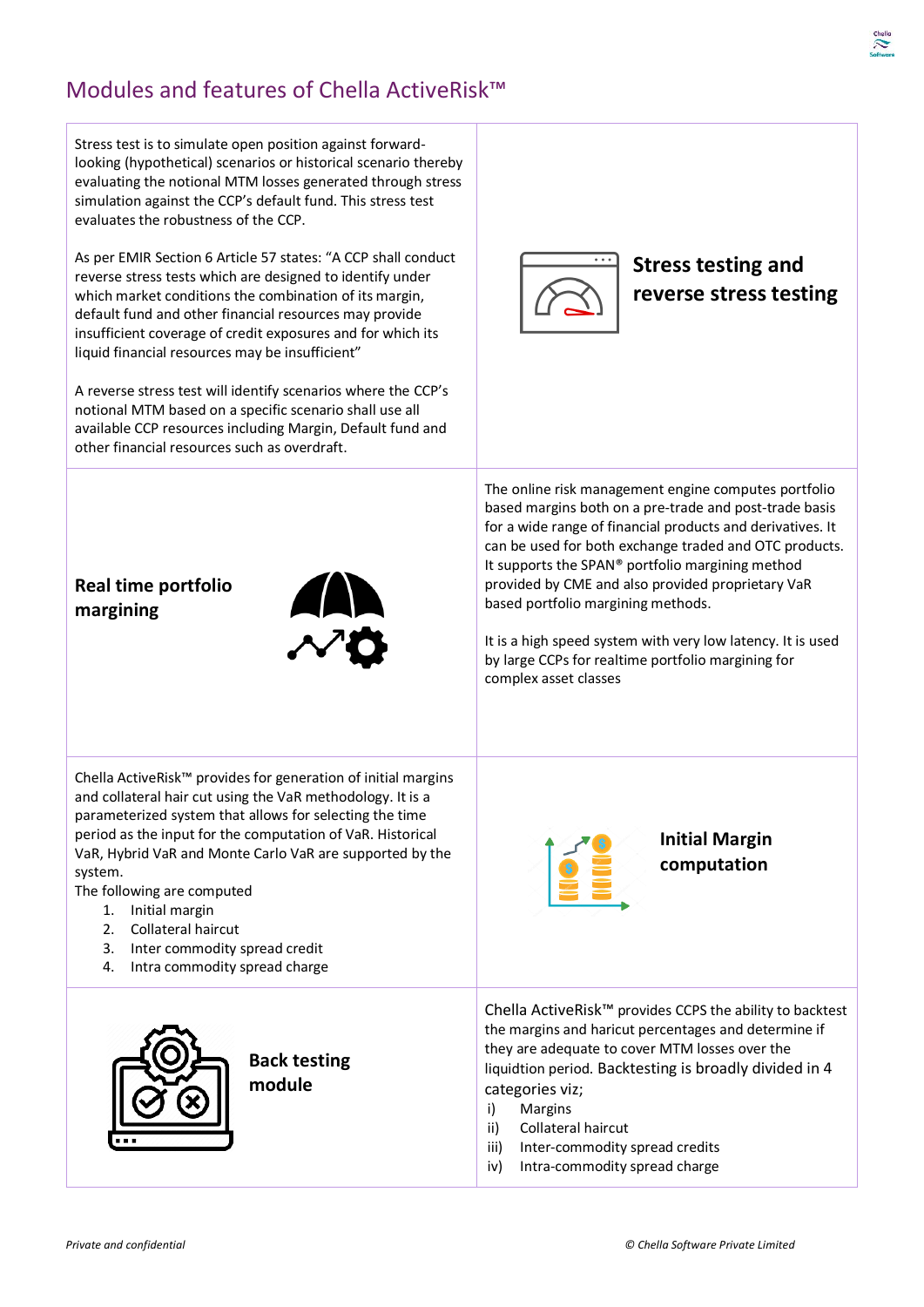# Modules and features of Chella ActiveRisk™

### Stress testing and reverse stress testing

Stress test is to simulate open position against forward-looking (hypothetical) scenarios or historical scenario thereby evaluating the notional MTM losses generated through stress simulation against the CCP's default fund. This stress test evaluates the robustness of the CCP.

As per EMIR Section 6 Article 57 states: "A CCP shall conduct reverse stress tests which are designed to identify under which market conditions the combination of its margin, default fund and other financial resources may provide insufficient coverage of credit exposures and for which its liquid financial resources may be insufficient"

A reverse stress test will identify scenarios where the CCP's notional MTM based on a specific scenario shall use all available CCP resources including Margin, Default fund and other financial resources such as overdraft.

### Real time portfolio margining

The online risk management engine computes portfolio based margins both on a pre-trade and post-trade basis for a wide range of financial products and derivatives. It can be used for both exchange traded and OTC products. It supports the SPAN® portfolio margining method provided by CME and also provided proprietary VaR based portfolio margining methods.

It is a high speed system with very low latency. It is used by large CCPs for realtime portfolio margining for complex asset classes

### Initial Margin computation

Chella ActiveRisk™ provides for generation of initial margins and collateral hair cut using the VaR methodology. It is a parameterized system that allows for selecting the time period as the input for the computation of VaR. Historical VaR, Hybrid VaR and Monte Carlo VaR are supported by the system.

The following are computed

1. Initial margin
2. Collateral haircut
3. Inter commodity spread credit
4. Intra commodity spread charge

### Back testing module

Chella ActiveRisk™ provides CCPS the ability to backtest the margins and haricut percentages and determine if they are adequate to cover MTM losses over the liquidtion period. Backtesting is broadly divided in 4 categories viz;

i) Margins
ii) Collateral haircut
iii) Inter-commodity spread credits
iv) Intra-commodity spread charge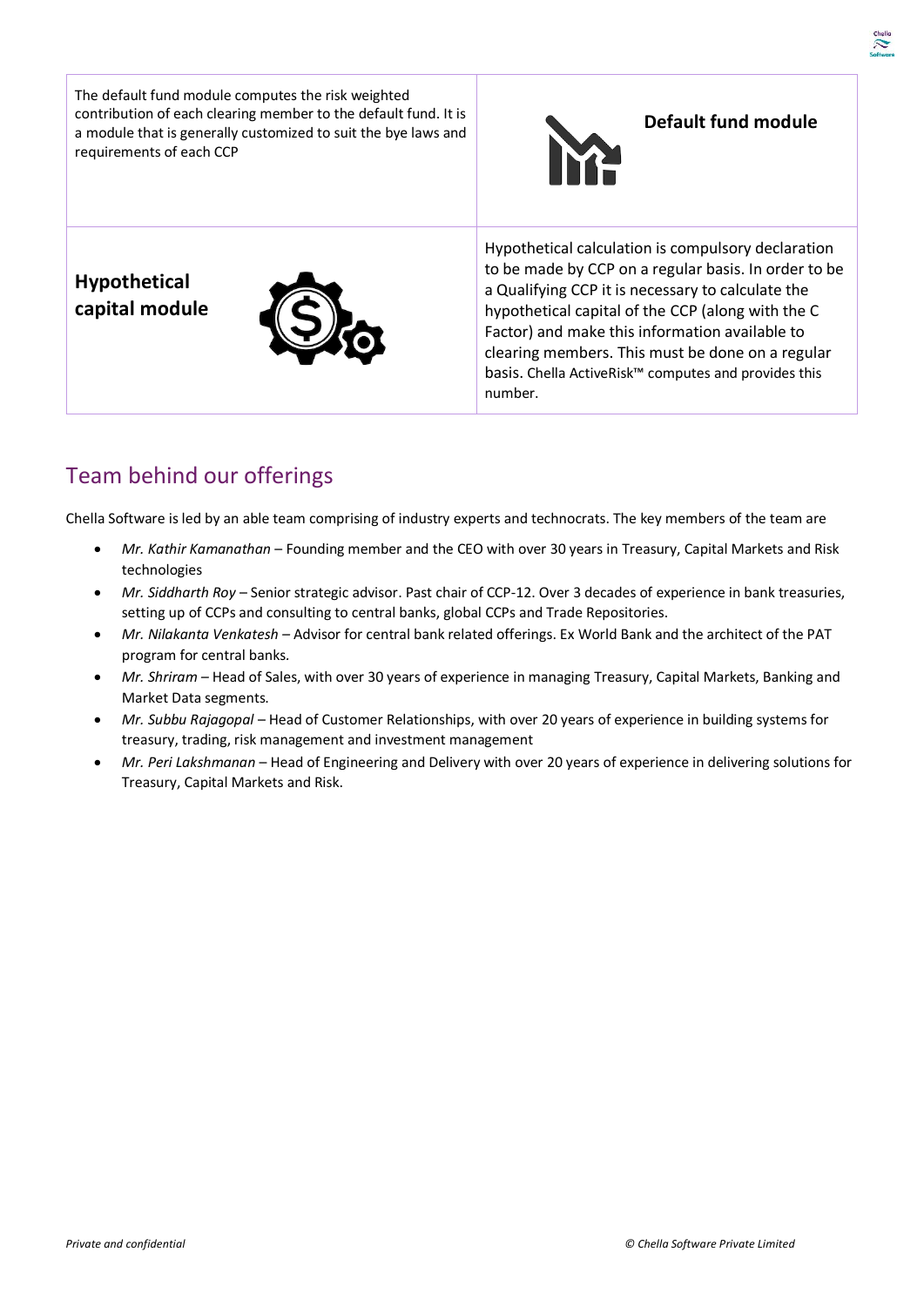| | |
|---|---|
| The default fund module computes the risk weighted contribution of each clearing member to the default fund. It is a module that is generally customized to suit the bye laws and requirements of each CCP | **Default fund module** |
| **Hypothetical capital module** | Hypothetical calculation is compulsory declaration to be made by CCP on a regular basis. In order to be a Qualifying CCP it is necessary to calculate the hypothetical capital of the CCP (along with the C Factor) and make this information available to clearing members. This must be done on a regular basis. Chella ActiveRisk™ computes and provides this number. |

## Team behind our offerings

Chella Software is led by an able team comprising of industry experts and technocrats. The key members of the team are

- *Mr. Kathir Kamanathan* – Founding member and the CEO with over 30 years in Treasury, Capital Markets and Risk technologies
- *Mr. Siddharth Roy* – Senior strategic advisor. Past chair of CCP-12. Over 3 decades of experience in bank treasuries, setting up of CCPs and consulting to central banks, global CCPs and Trade Repositories.
- *Mr. Nilakanta Venkatesh* – Advisor for central bank related offerings. Ex World Bank and the architect of the PAT program for central banks.
- *Mr. Shriram* – Head of Sales, with over 30 years of experience in managing Treasury, Capital Markets, Banking and Market Data segments.
- *Mr. Subbu Rajagopal* – Head of Customer Relationships, with over 20 years of experience in building systems for treasury, trading, risk management and investment management
- *Mr. Peri Lakshmanan* – Head of Engineering and Delivery with over 20 years of experience in delivering solutions for Treasury, Capital Markets and Risk.